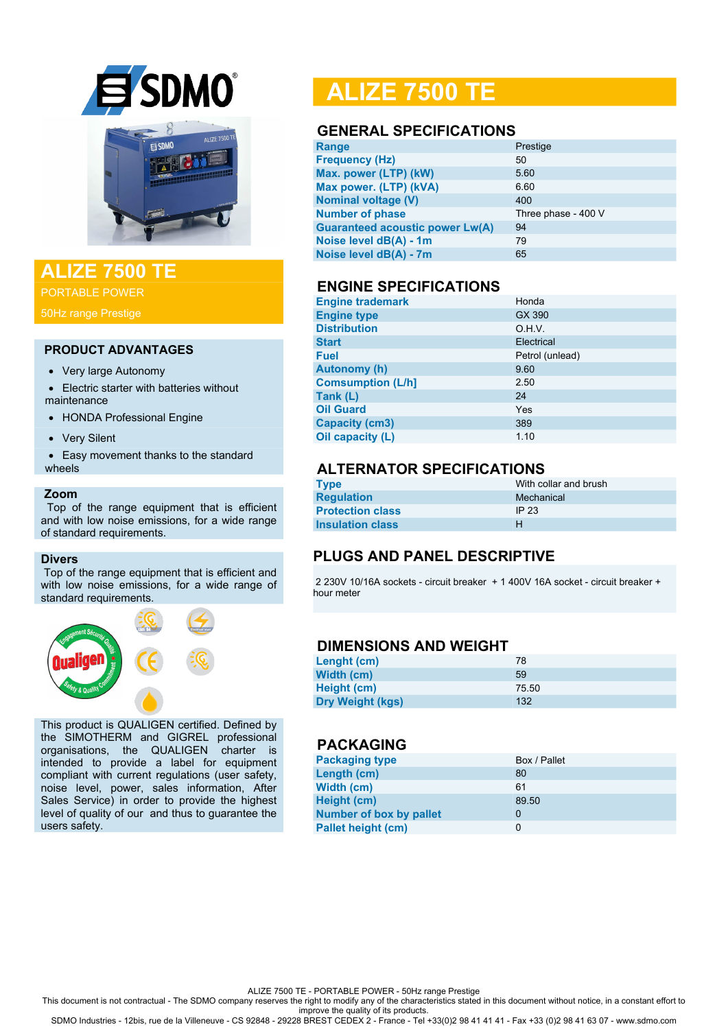# ALIZE 7500 TE

PORTABLE POWER

50Hz range Prestige

## PRODUCT ADVANTAGES

- Very large Autonomy
- Electric starter with batteries without maintenance
- HONDA Professional Engine
- Very Silent
- Easy movement thanks to the standard wheels

### Zoom

Top of the range equipment that is efficient and with low noise emissions, for a wide range of standard requirements.

### Divers

Top of the range equipment that is efficient and with low noise emissions, for a wide range of standard requirements.

This product is QUALIGEN certified. Defined by the SIMOTHERM and GIGREL professional organisations, the QUALIGEN charter is intended to provide a label for equipment compliant with current regulations (user safety, noise level, power, sales information, After Sales Service) in order to provide the highest level of quality of our and thus to guarantee the users safety.

# ALIZE 7500 TE

## GENERAL SPECIFICATIONS

| | |
|---|---|
| Range | Prestige |
| Frequency (Hz) | 50 |
| Max. power (LTP) (kW) | 5.60 |
| Max power. (LTP) (kVA) | 6.60 |
| Nominal voltage (V) | 400 |
| Number of phase | Three phase - 400 V |
| Guaranteed acoustic power Lw(A) | 94 |
| Noise level dB(A) - 1m | 79 |
| Noise level dB(A) - 7m | 65 |

## ENGINE SPECIFICATIONS

| | |
|---|---|
| Engine trademark | Honda |
| Engine type | GX 390 |
| Distribution | O.H.V. |
| Start | Electrical |
| Fuel | Petrol (unlead) |
| Autonomy (h) | 9.60 |
| Comsumption (L/h] | 2.50 |
| Tank (L) | 24 |
| Oil Guard | Yes |
| Capacity (cm3) | 389 |
| Oil capacity (L) | 1.10 |

## ALTERNATOR SPECIFICATIONS

| | |
|---|---|
| Type | With collar and brush |
| Regulation | Mechanical |
| Protection class | IP 23 |
| Insulation class | H |

## PLUGS AND PANEL DESCRIPTIVE

2 230V 10/16A sockets - circuit breaker + 1 400V 16A socket - circuit breaker + hour meter

## DIMENSIONS AND WEIGHT

| | |
|---|---|
| Lenght (cm) | 78 |
| Width (cm) | 59 |
| Height (cm) | 75.50 |
| Dry Weight (kgs) | 132 |

## PACKAGING

| | |
|---|---|
| Packaging type | Box / Pallet |
| Length (cm) | 80 |
| Width (cm) | 61 |
| Height (cm) | 89.50 |
| Number of box by pallet | 0 |
| Pallet height (cm) | 0 |

ALIZE 7500 TE - PORTABLE POWER - 50Hz range Prestige

This document is not contractual - The SDMO company reserves the right to modify any of the characteristics stated in this document without notice, in a constant effort to improve the quality of its products.

SDMO Industries - 12bis, rue de la Villeneuve - CS 92848 - 29228 BREST CEDEX 2 - France - Tel +33(0)2 98 41 41 41 - Fax +33 (0)2 98 41 63 07 - www.sdmo.com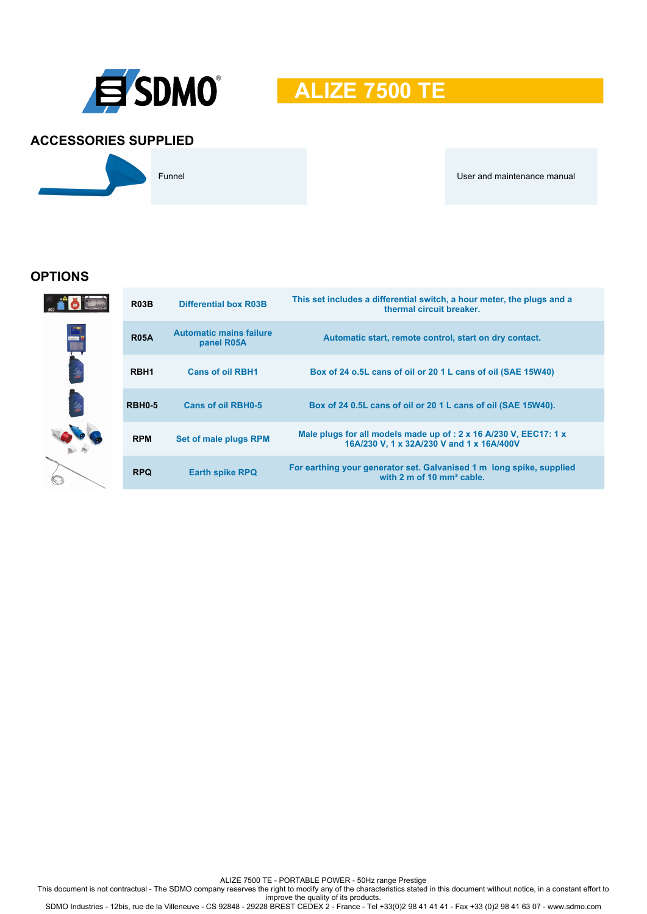SDMO

# ALIZE 7500 TE

## ACCESSORIES SUPPLIED

| | |
|---|---|
| Funnel | User and maintenance manual |

## OPTIONS

| | | |
|---|---|---|
| R03B | Differential box R03B | This set includes a differential switch, a hour meter, the plugs and a thermal circuit breaker. |
| R05A | Automatic mains failure panel R05A | Automatic start, remote control, start on dry contact. |
| RBH1 | Cans of oil RBH1 | Box of 24 o.5L cans of oil or 20 1 L cans of oil (SAE 15W40) |
| RBH0-5 | Cans of oil RBH0-5 | Box of 24 0.5L cans of oil or 20 1 L cans of oil (SAE 15W40). |
| RPM | Set of male plugs RPM | Male plugs for all models made up of : 2 x 16 A/230 V, EEC17: 1 x 16A/230 V, 1 x 32A/230 V and 1 x 16A/400V |
| RPQ | Earth spike RPQ | For earthing your generator set. Galvanised 1 m long spike, supplied with 2 m of 10 mm² cable. |

ALIZE 7500 TE - PORTABLE POWER - 50Hz range Prestige

This document is not contractual - The SDMO company reserves the right to modify any of the characteristics stated in this document without notice, in a constant effort to improve the quality of its products.

SDMO Industries - 12bis, rue de la Villeneuve - CS 92848 - 29228 BREST CEDEX 2 - France - Tel +33(0)2 98 41 41 41 - Fax +33 (0)2 98 41 63 07 - www.sdmo.com